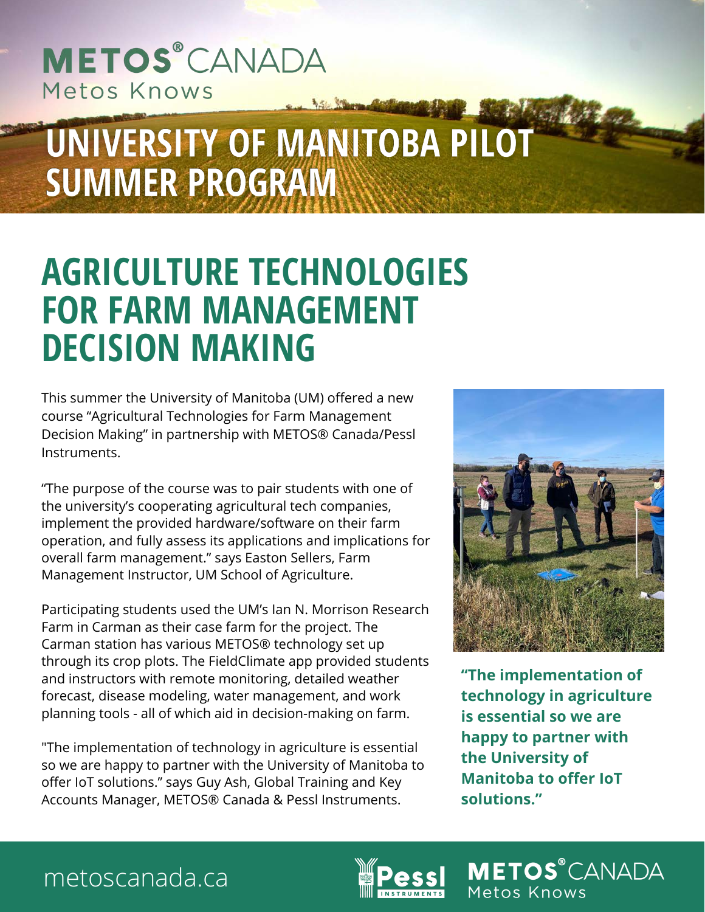METOS® CANADA
Metos Knows

# UNIVERSITY OF MANITOBA PILOT SUMMER PROGRAM

## AGRICULTURE TECHNOLOGIES FOR FARM MANAGEMENT DECISION MAKING

This summer the University of Manitoba (UM) offered a new course "Agricultural Technologies for Farm Management Decision Making" in partnership with METOS® Canada/Pessl Instruments.

"The purpose of the course was to pair students with one of the university's cooperating agricultural tech companies, implement the provided hardware/software on their farm operation, and fully assess its applications and implications for overall farm management." says Easton Sellers, Farm Management Instructor, UM School of Agriculture.

Participating students used the UM's Ian N. Morrison Research Farm in Carman as their case farm for the project. The Carman station has various METOS® technology set up through its crop plots. The FieldClimate app provided students and instructors with remote monitoring, detailed weather forecast, disease modeling, water management, and work planning tools - all of which aid in decision-making on farm.

"The implementation of technology in agriculture is essential so we are happy to partner with the University of Manitoba to offer IoT solutions." says Guy Ash, Global Training and Key Accounts Manager, METOS® Canada & Pessl Instruments.

**"The implementation of technology in agriculture is essential so we are happy to partner with the University of Manitoba to offer IoT solutions."**

metoscanada.ca

Pessl INSTRUMENTS

METOS® CANADA
Metos Knows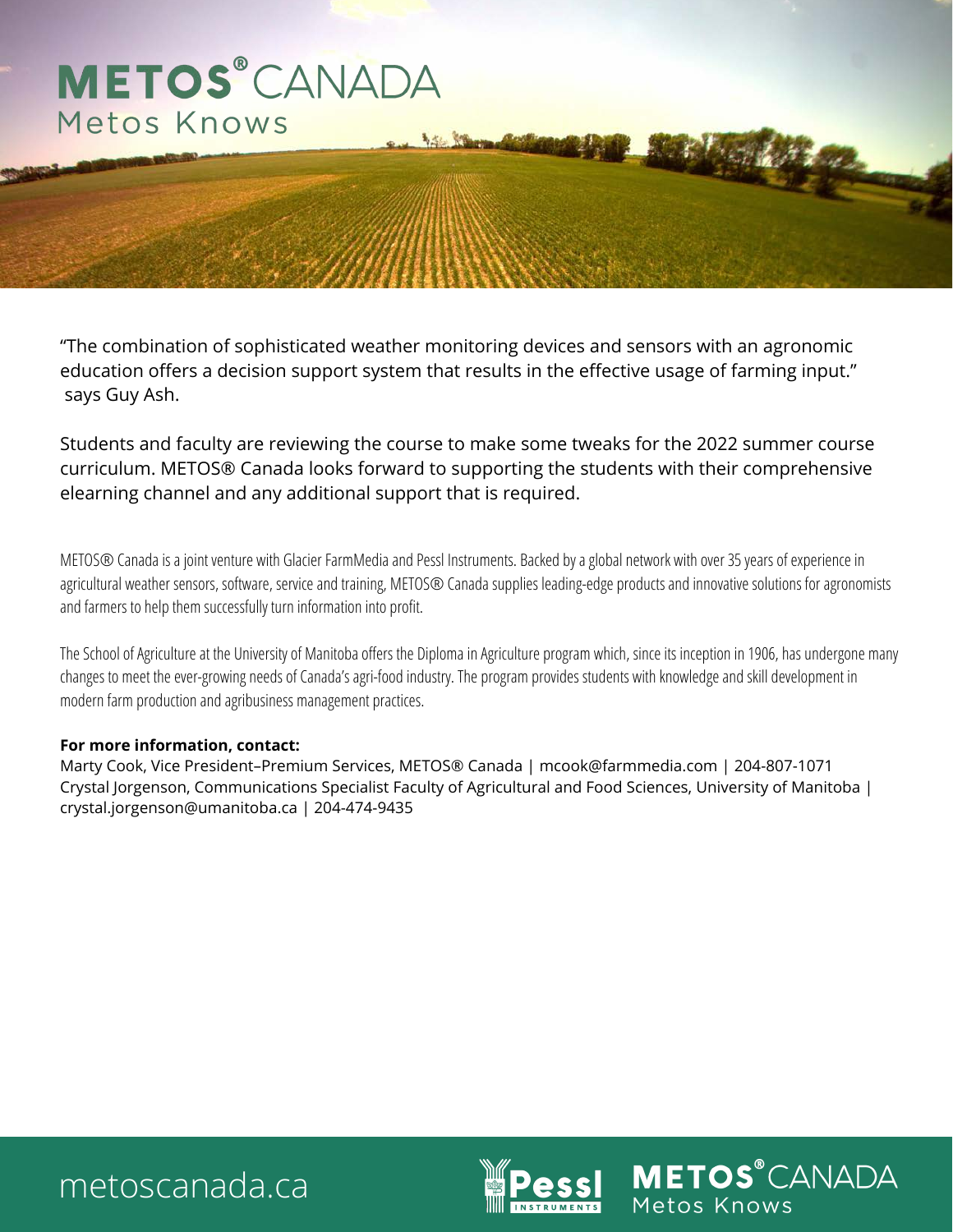# METOS® CANADA

Metos Knows

"The combination of sophisticated weather monitoring devices and sensors with an agronomic education offers a decision support system that results in the effective usage of farming input." says Guy Ash.

Students and faculty are reviewing the course to make some tweaks for the 2022 summer course curriculum. METOS® Canada looks forward to supporting the students with their comprehensive elearning channel and any additional support that is required.

METOS® Canada is a joint venture with Glacier FarmMedia and Pessl Instruments. Backed by a global network with over 35 years of experience in agricultural weather sensors, software, service and training, METOS® Canada supplies leading-edge products and innovative solutions for agronomists and farmers to help them successfully turn information into profit.

The School of Agriculture at the University of Manitoba offers the Diploma in Agriculture program which, since its inception in 1906, has undergone many changes to meet the ever-growing needs of Canada's agri-food industry. The program provides students with knowledge and skill development in modern farm production and agribusiness management practices.

**For more information, contact:**
Marty Cook, Vice President–Premium Services, METOS® Canada | mcook@farmmedia.com | 204-807-1071
Crystal Jorgenson, Communications Specialist Faculty of Agricultural and Food Sciences, University of Manitoba | crystal.jorgenson@umanitoba.ca | 204-474-9435

metoscanada.ca

Pessl INSTRUMENTS

METOS® CANADA Metos Knows